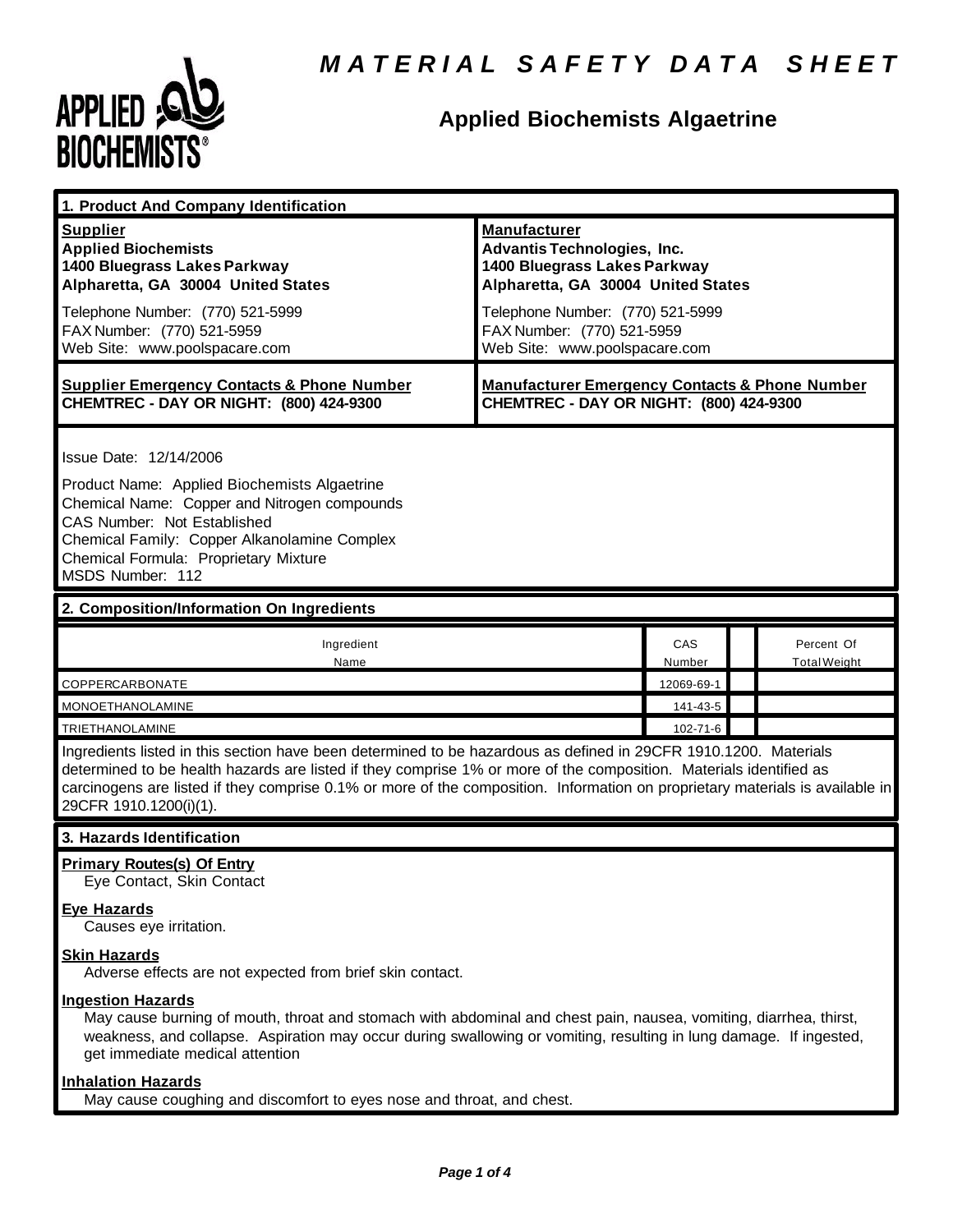# MATERIAL SAFETY DATA SHEET

## Applied Biochemists Algaetrine

## 1. Product And Company Identification

| Supplier | Manufacturer |
|---|---|
| **Applied Biochemists**<br>**1400 Bluegrass Lakes Parkway**<br>**Alpharetta, GA 30004 United States** | **Advantis Technologies, Inc.**<br>**1400 Bluegrass Lakes Parkway**<br>**Alpharetta, GA 30004 United States** |
| Telephone Number: (770) 521-5999<br>FAX Number: (770) 521-5959<br>Web Site: www.poolspacare.com | Telephone Number: (770) 521-5999<br>FAX Number: (770) 521-5959<br>Web Site: www.poolspacare.com |
| **Supplier Emergency Contacts & Phone Number**<br>**CHEMTREC - DAY OR NIGHT: (800) 424-9300** | **Manufacturer Emergency Contacts & Phone Number**<br>**CHEMTREC - DAY OR NIGHT: (800) 424-9300** |

Issue Date: 12/14/2006

Product Name: Applied Biochemists Algaetrine
Chemical Name: Copper and Nitrogen compounds
CAS Number: Not Established
Chemical Family: Copper Alkanolamine Complex
Chemical Formula: Proprietary Mixture
MSDS Number: 112

## 2. Composition/Information On Ingredients

| Ingredient Name | CAS Number | | Percent Of Total Weight |
|---|---|---|---|
| COPPERCARBONATE | 12069-69-1 | | |
| MONOETHANOLAMINE | 141-43-5 | | |
| TRIETHANOLAMINE | 102-71-6 | | |

Ingredients listed in this section have been determined to be hazardous as defined in 29CFR 1910.1200. Materials determined to be health hazards are listed if they comprise 1% or more of the composition. Materials identified as carcinogens are listed if they comprise 0.1% or more of the composition. Information on proprietary materials is available in 29CFR 1910.1200(i)(1).

## 3. Hazards Identification

**Primary Routes(s) Of Entry**
Eye Contact, Skin Contact

**Eye Hazards**
Causes eye irritation.

**Skin Hazards**
Adverse effects are not expected from brief skin contact.

**Ingestion Hazards**
May cause burning of mouth, throat and stomach with abdominal and chest pain, nausea, vomiting, diarrhea, thirst, weakness, and collapse. Aspiration may occur during swallowing or vomiting, resulting in lung damage. If ingested, get immediate medical attention

**Inhalation Hazards**
May cause coughing and discomfort to eyes nose and throat, and chest.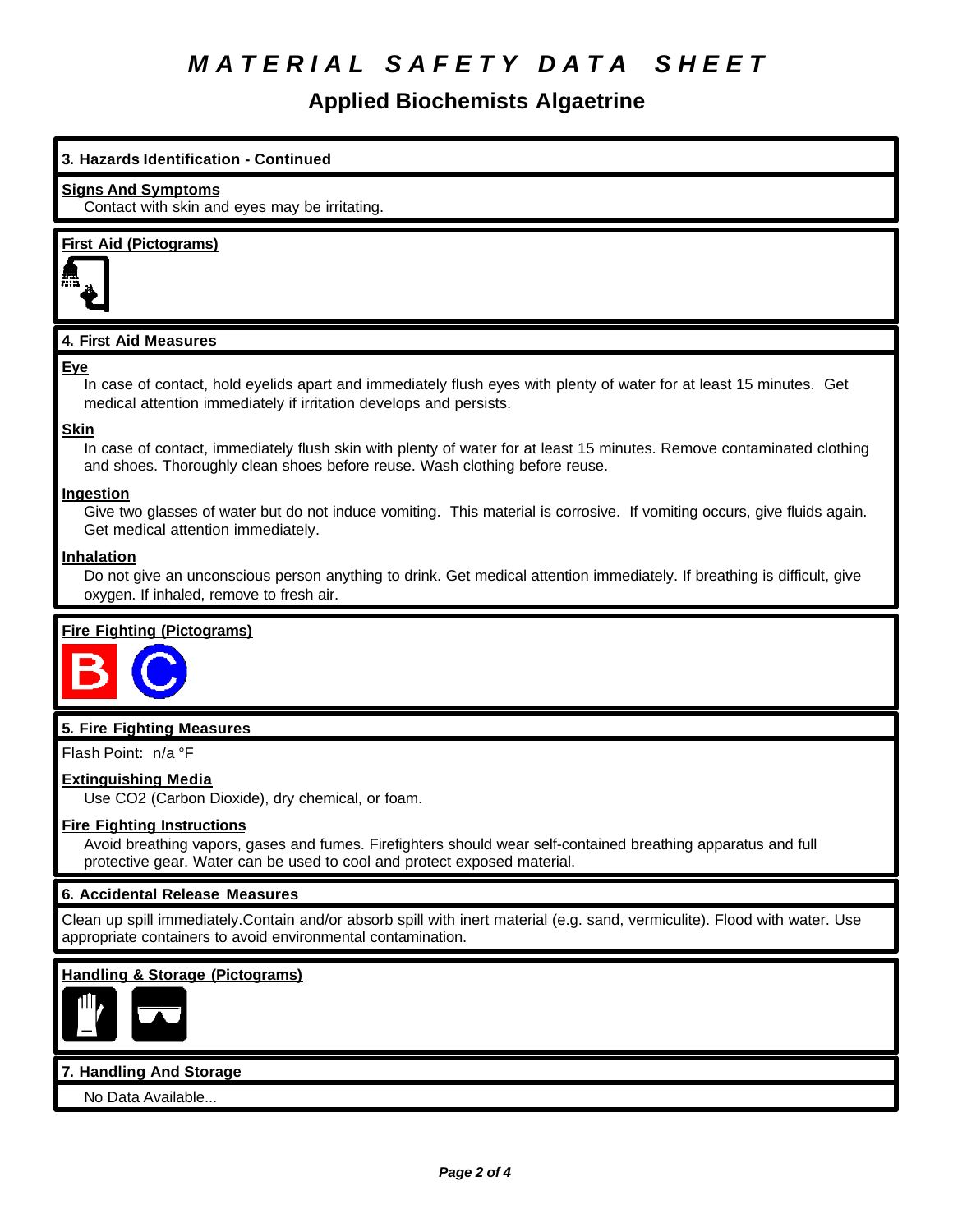# MATERIAL SAFETY DATA SHEET

## Applied Biochemists Algaetrine

### 3. Hazards Identification - Continued

**Signs And Symptoms**

Contact with skin and eyes may be irritating.

**First Aid (Pictograms)**

### 4. First Aid Measures

**Eye**

In case of contact, hold eyelids apart and immediately flush eyes with plenty of water for at least 15 minutes. Get medical attention immediately if irritation develops and persists.

**Skin**

In case of contact, immediately flush skin with plenty of water for at least 15 minutes. Remove contaminated clothing and shoes. Thoroughly clean shoes before reuse. Wash clothing before reuse.

**Ingestion**

Give two glasses of water but do not induce vomiting. This material is corrosive. If vomiting occurs, give fluids again. Get medical attention immediately.

**Inhalation**

Do not give an unconscious person anything to drink. Get medical attention immediately. If breathing is difficult, give oxygen. If inhaled, remove to fresh air.

**Fire Fighting (Pictograms)**

### 5. Fire Fighting Measures

Flash Point: n/a °F

**Extinguishing Media**

Use $CO_2$ (Carbon Dioxide), dry chemical, or foam.

**Fire Fighting Instructions**

Avoid breathing vapors, gases and fumes. Firefighters should wear self-contained breathing apparatus and full protective gear. Water can be used to cool and protect exposed material.

### 6. Accidental Release Measures

Clean up spill immediately.Contain and/or absorb spill with inert material (e.g. sand, vermiculite). Flood with water. Use appropriate containers to avoid environmental contamination.

**Handling & Storage (Pictograms)**

### 7. Handling And Storage

No Data Available...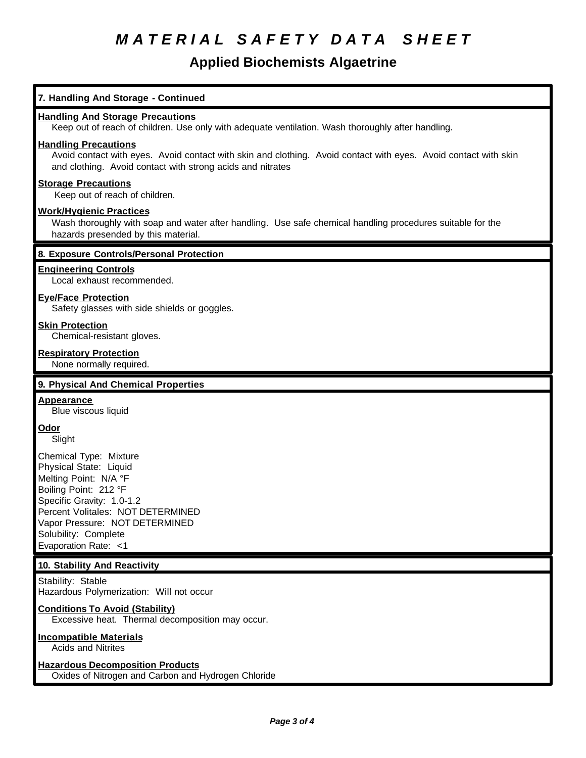# MATERIAL SAFETY DATA SHEET

## Applied Biochemists Algaetrine

### 7. Handling And Storage - Continued

**Handling And Storage Precautions**

Keep out of reach of children. Use only with adequate ventilation. Wash thoroughly after handling.

**Handling Precautions**

Avoid contact with eyes. Avoid contact with skin and clothing. Avoid contact with eyes. Avoid contact with skin and clothing. Avoid contact with strong acids and nitrates

**Storage Precautions**

Keep out of reach of children.

**Work/Hygienic Practices**

Wash thoroughly with soap and water after handling. Use safe chemical handling procedures suitable for the hazards presended by this material.

### 8. Exposure Controls/Personal Protection

**Engineering Controls**

Local exhaust recommended.

**Eye/Face Protection**

Safety glasses with side shields or goggles.

**Skin Protection**

Chemical-resistant gloves.

**Respiratory Protection**

None normally required.

### 9. Physical And Chemical Properties

**Appearance**

Blue viscous liquid

**Odor**

Slight

Chemical Type: Mixture
Physical State: Liquid
Melting Point: N/A °F
Boiling Point: 212 °F
Specific Gravity: 1.0-1.2
Percent Volitales: NOT DETERMINED
Vapor Pressure: NOT DETERMINED
Solubility: Complete
Evaporation Rate: <1

### 10. Stability And Reactivity

Stability: Stable
Hazardous Polymerization: Will not occur

**Conditions To Avoid (Stability)**

Excessive heat. Thermal decomposition may occur.

**Incompatible Materials**

Acids and Nitrites

**Hazardous Decomposition Products**

Oxides of Nitrogen and Carbon and Hydrogen Chloride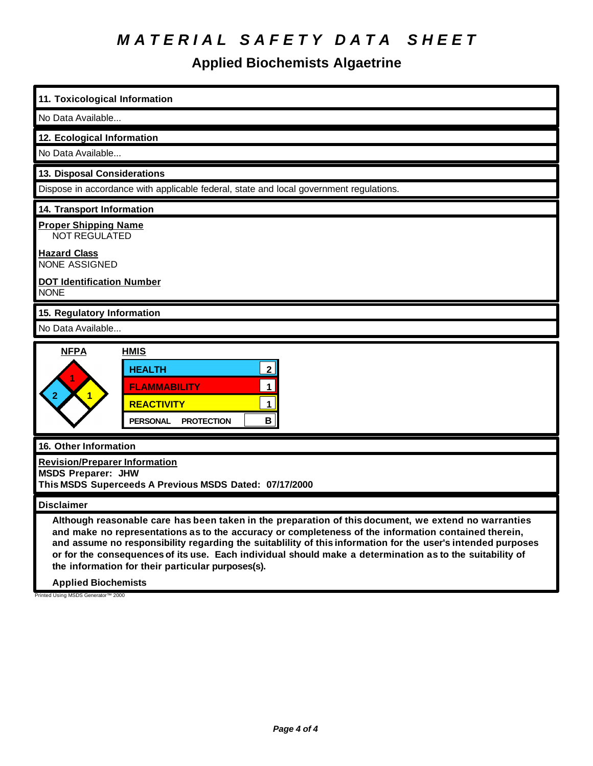# MATERIAL SAFETY DATA SHEET

## Applied Biochemists Algaetrine

### 11. Toxicological Information

No Data Available...

### 12. Ecological Information

No Data Available...

### 13. Disposal Considerations

Dispose in accordance with applicable federal, state and local government regulations.

### 14. Transport Information

**Proper Shipping Name**
NOT REGULATED

**Hazard Class**
NONE ASSIGNED

**DOT Identification Number**
NONE

### 15. Regulatory Information

No Data Available...

**NFPA**

Flammability: 1
Health: 2
Reactivity: 1

**HMIS**

| | |
|---|---|
| HEALTH | 2 |
| FLAMMABILITY | 1 |
| REACTIVITY | 1 |
| PERSONAL PROTECTION | B |

### 16. Other Information

**Revision/Preparer Information**
**MSDS Preparer: JHW**
**This MSDS Superceeds A Previous MSDS Dated: 07/17/2000**

**Disclaimer**

**Although reasonable care has been taken in the preparation of this document, we extend no warranties and make no representations as to the accuracy or completeness of the information contained therein, and assume no responsibility regarding the suitablility of this information for the user's intended purposes or for the consequences of its use. Each individual should make a determination as to the suitability of the information for their particular purposes(s).**

**Applied Biochemists**

Printed Using MSDS Generator™ 2000